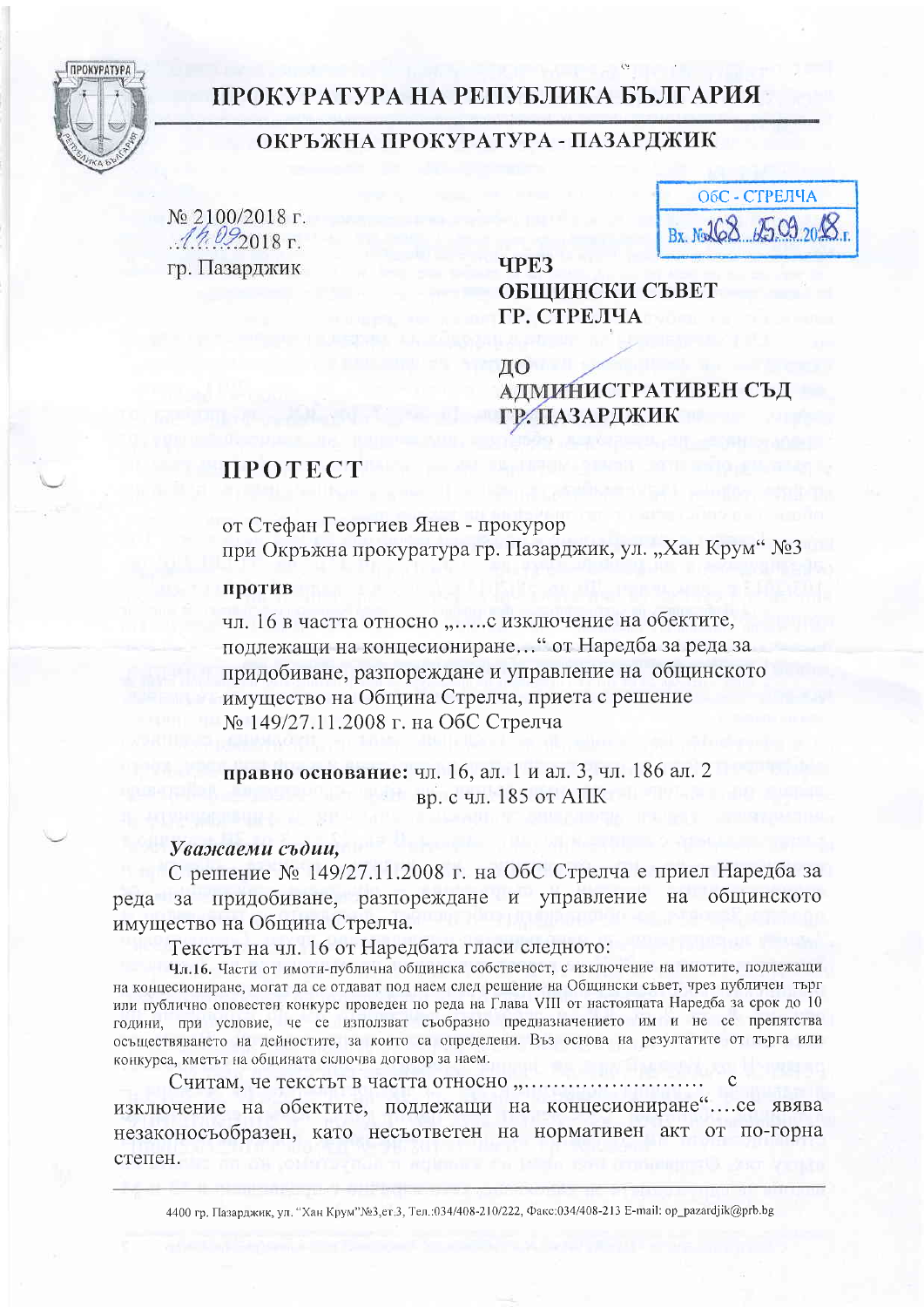# ПРОКУРАТУРА НА РЕПУБЛИКА БЪЛГАРИЯ

## ОКРЪЖНА ПРОКУРАТУРА - ПАЗАРДЖИК

№ 2100/2018 г.
..17.09..2018 г.
гр. Пазарджик

ОбС - СТРЕЛЧА
Вх. №168 / 25.09.2018 г.

**ЧРЕЗ**
**ОБЩИНСКИ СЪВЕТ**
**ГР. СТРЕЛЧА**

**ДО**
**АДМИНИСТРАТИВЕН СЪД**
**ГР. ПАЗАРДЖИК**

# ПРОТЕСТ

от Стефан Георгиев Янев - прокурор
при Окръжна прокуратура гр. Пазарджик, ул. „Хан Крум" №3

**против**

чл. 16 в частта относно „.....с изключение на обектите, подлежащи на концесиониране..." от Наредба за реда за придобиване, разпореждане и управление на общинското имущество на Община Стрелча, приета с решение № 149/27.11.2008 г. на ОбС Стрелча

**правно основание:** чл. 16, ал. 1 и ал. 3, чл. 186 ал. 2 вр. с чл. 185 от АПК

***Уважаеми съдии,***

С решение № 149/27.11.2008 г. на ОбС Стрелча е приел Наредба за реда за придобиване, разпореждане и управление на общинското имущество на Община Стрелча.

Текстът на чл. 16 от Наредбата гласи следното:

**Чл.16.** Части от имоти-публична общинска собственост, с изключение на имотите, подлежащи на концесиониране, могат да се отдават под наем след решение на Общински съвет, чрез публичен търг или публично оповестен конкурс проведен по реда на Глава VIII от настоящата Наредба за срок до 10 години, при условие, че се използват съобразно предназначението им и не се препятства осъществяването на дейностите, за които са определени. Въз основа на резултатите от търга или конкурса, кметът на общината сключва договор за наем.

Считам, че текстът в частта относно „........................... с изключение на обектите, подлежащи на концесиониране"....се явява незаконосъобразен, като несъответен на нормативен акт от по-горна степен.

4400 гр. Пазарджик, ул. "Хан Крум"№3,ет.3, Тел.:034/408-210/222, Факс:034/408-213 E-mail: op_pazardjik@prb.bg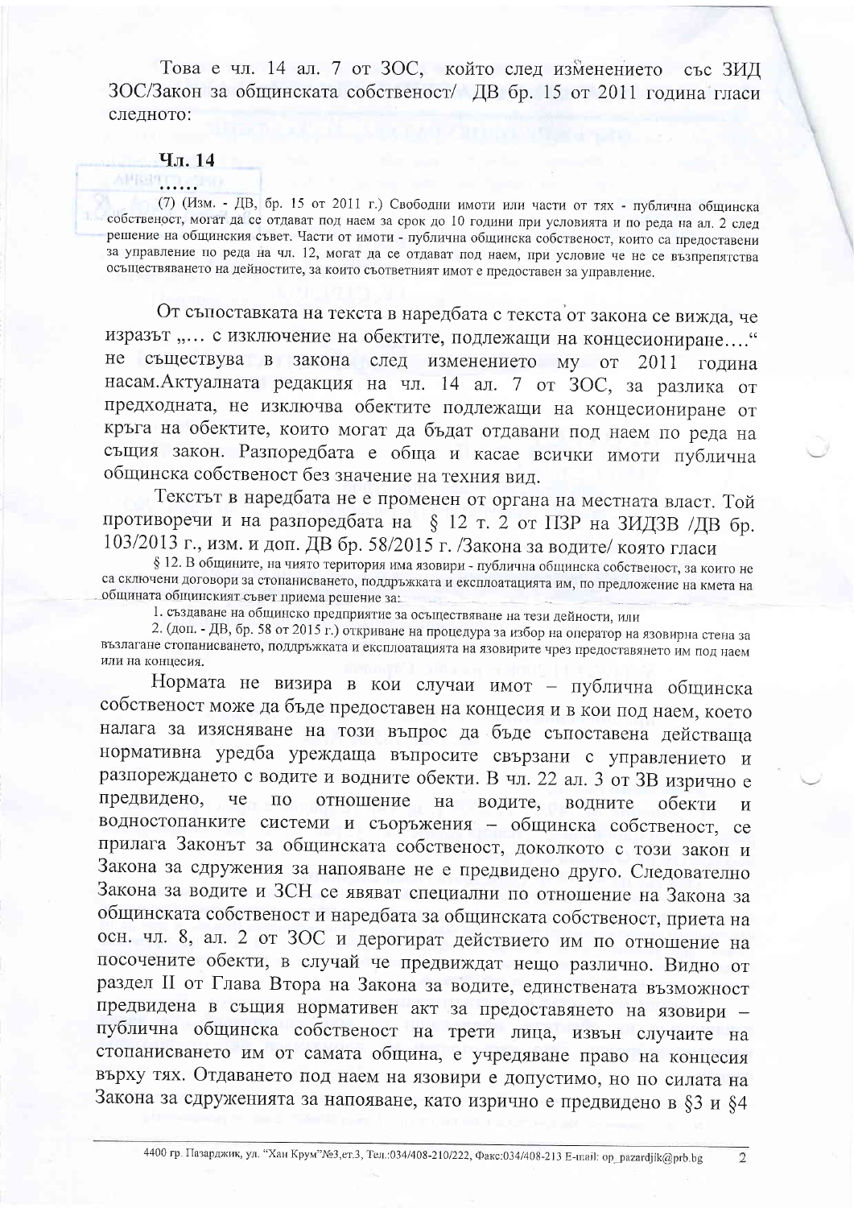Това е чл. 14 ал. 7 от ЗОС, който след изменението със ЗИД ЗОС/Закон за общинската собственост/ ДВ бр. 15 от 2011 година гласи следното:

**Чл. 14**

……

(7) (Изм. - ДВ, бр. 15 от 2011 г.) Свободни имоти или части от тях - публична общинска собственост, могат да се отдават под наем за срок до 10 години при условията и по реда на ал. 2 след решение на общинския съвет. Части от имоти - публична общинска собственост, които са предоставени за управление по реда на чл. 12, могат да се отдават под наем, при условие че не се възпрепятства осъществяването на дейностите, за които съответният имот е предоставен за управление.

От съпоставката на текста в наредбата с текста от закона се вижда, че изразът „… с изключение на обектите, подлежащи на концесиониране…" не съществува в закона след изменението му от 2011 година насам. Актуалната редакция на чл. 14 ал. 7 от ЗОС, за разлика от предходната, не изключва обектите подлежащи на концесиониране от кръга на обектите, които могат да бъдат отдавани под наем по реда на същия закон. Разпоредбата е обща и касае всички имоти публична общинска собственост без значение на техния вид.

Текстът в наредбата не е променен от органа на местната власт. Той противоречи и на разпоредбата на § 12 т. 2 от ПЗР на ЗИДЗВ /ДВ бр. 103/2013 г., изм. и доп. ДВ бр. 58/2015 г. /Закона за водите/ която гласи

§ 12. В общините, на чиято територия има язовири - публична общинска собственост, за които не са сключени договори за стопанисването, поддръжката и експлоатацията им, по предложение на кмета на общината общинският съвет приема решение за:

1. създаване на общинско предприятие за осъществяване на тези дейности, или

2. (доп. - ДВ, бр. 58 от 2015 г.) откриване на процедура за избор на оператор на язовирна стена за възлагане стопанисването, поддръжката и експлоатацията на язовирите чрез предоставянето им под наем или на концесия.

Нормата не визира в кои случаи имот – публична общинска собственост може да бъде предоставен на концесия и в кои под наем, което налага за изясняване на този въпрос да бъде съпоставена действаща нормативна уредба уреждаща въпросите свързани с управлението и разпореждането с водите и водните обекти. В чл. 22 ал. 3 от ЗВ изрично е предвидено, че по отношение на водите, водните обекти и водностопанките системи и съоръжения – общинска собственост, се прилага Законът за общинската собственост, доколкото с този закон и Закона за сдружения за напояване не е предвидено друго. Следователно Закона за водите и ЗСН се явяват специални по отношение на Закона за общинската собственост и наредбата за общинската собственост, приета на осн. чл. 8, ал. 2 от ЗОС и дерогират действието им по отношение на посочените обекти, в случай че предвиждат нещо различно. Видно от раздел II от Глава Втора на Закона за водите, единствената възможност предвидена в същия нормативен акт за предоставянето на язовири – публична общинска собственост на трети лица, извън случаите на стопанисването им от самата община, е учредяване право на концесия върху тях. Отдаването под наем на язовири е допустимо, но по силата на Закона за сдруженията за напояване, като изрично е предвидено в §3 и §4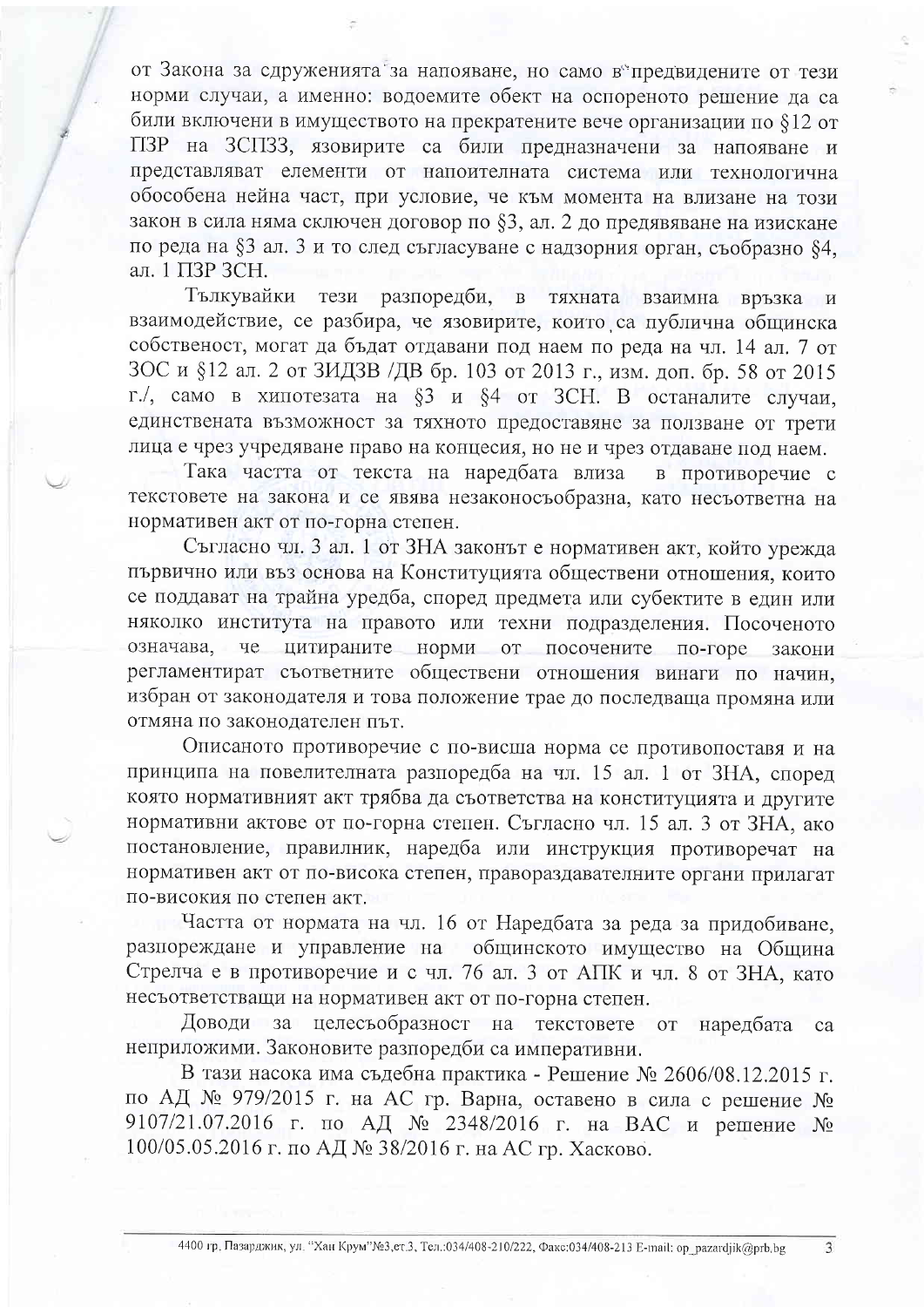от Закона за сдруженията за напояване, но само в предвидените от тези норми случаи, а именно: водоемите обект на оспореното решение да са били включени в имуществото на прекратените вече организации по §12 от ПЗР на ЗСПЗЗ, язовирите са били предназначени за напояване и представляват елементи от напоителната система или технологична обособена нейна част, при условие, че към момента на влизане на този закон в сила няма сключен договор по §3, ал. 2 до предявяване на изискане по реда на §3 ал. 3 и то след съгласуване с надзорния орган, съобразно §4, ал. 1 ПЗР ЗСН.

Тълкувайки тези разпоредби, в тяхната взаимна връзка и взаимодействие, се разбира, че язовирите, които са публична общинска собственост, могат да бъдат отдавани под наем по реда на чл. 14 ал. 7 от ЗОС и §12 ал. 2 от ЗИДЗВ /ДВ бр. 103 от 2013 г., изм. доп. бр. 58 от 2015 г./, само в хипотезата на §3 и §4 от ЗСН. В останалите случаи, единствената възможност за тяхното предоставяне за ползване от трети лица е чрез учредяване право на концесия, но не и чрез отдаване под наем.

Така частта от текста на наредбата влиза в противоречие с текстовете на закона и се явява незаконосъобразна, като несъответна на нормативен акт от по-горна степен.

Съгласно чл. 3 ал. 1 от ЗНА законът е нормативен акт, който урежда първично или въз основа на Конституцията обществени отношения, които се поддават на трайна уредба, според предмета или субектите в един или няколко института на правото или техни подразделения. Посоченото означава, че цитираните норми от посочените по-горе закони регламентират съответните обществени отношения винаги по начин, избран от законодателя и това положение трае до последваща промяна или отмяна по законодателен път.

Описаното противоречие с по-висша норма се противопоставя и на принципа на повелителната разпоредба на чл. 15 ал. 1 от ЗНА, според която нормативният акт трябва да съответства на конституцията и другите нормативни актове от по-горна степен. Съгласно чл. 15 ал. 3 от ЗНА, ако постановление, правилник, наредба или инструкция противоречат на нормативен акт от по-висока степен, правораздавателните органи прилагат по-високия по степен акт.

Частта от нормата на чл. 16 от Наредбата за реда за придобиване, разпореждане и управление на общинското имущество на Община Стрелча е в противоречие и с чл. 76 ал. 3 от АПК и чл. 8 от ЗНА, като несъответстващи на нормативен акт от по-горна степен.

Доводи за целесъобразност на текстовете от наредбата са неприложими. Законовите разпоредби са императивни.

В тази насока има съдебна практика - Решение № 2606/08.12.2015 г. по АД № 979/2015 г. на АС гр. Варна, оставено в сила с решение № 9107/21.07.2016 г. по АД № 2348/2016 г. на ВАС и решение № 100/05.05.2016 г. по АД № 38/2016 г. на АС гр. Хасково.

4400 гр. Пазарджик, ул. "Хан Крум"№3,ет.3, Тел.:034/408-210/222, Факс:034/408-213 E-mail: op_pazardjik@prb.bg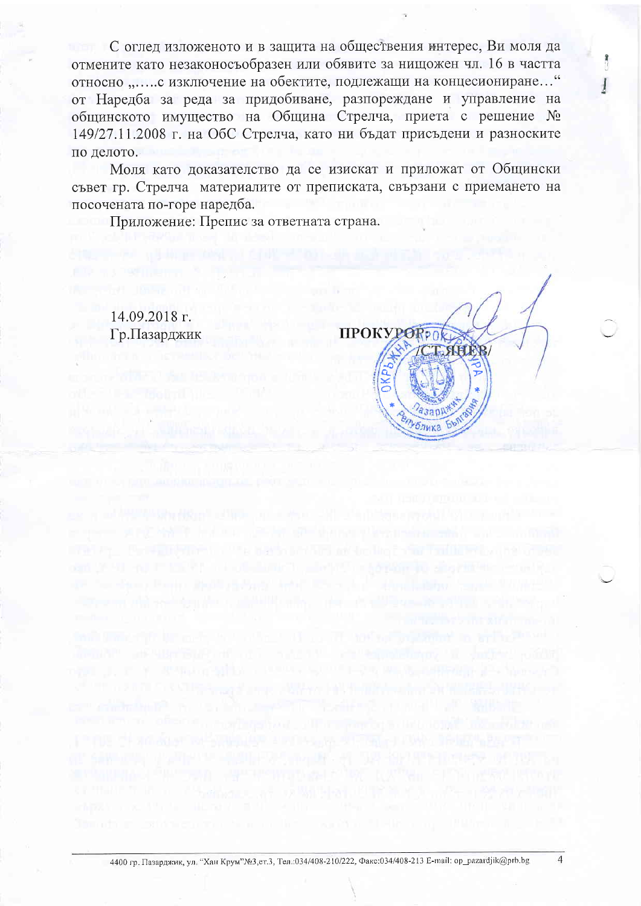С оглед изложеното и в защита на обществения интерес, Ви моля да отмените като незаконосъобразен или обявите за нищожен чл. 16 в частта относно „.....с изключение на обектите, подлежащи на концесиониране..." от Наредба за реда за придобиване, разпореждане и управление на общинското имущество на Община Стрелча, приета с решение № 149/27.11.2008 г. на ОбС Стрелча, като ни бъдат присъдени и разноските по делото.

Моля като доказателство да се изискат и приложат от Общински съвет гр. Стрелча материалите от преписката, свързани с приемането на посочената по-горе наредба.

Приложение: Препис за ответната страна.

14.09.2018 г.
Гр.Пазарджик

ПРОКУРОР:
/СТ.ЯНЕВ/

4400 гр. Пазарджик, ул. "Хан Крум"№3,ет.3, Тел.:034/408-210/222, Факс:034/408-213 E-mail: op_pazardjik@prb.bg